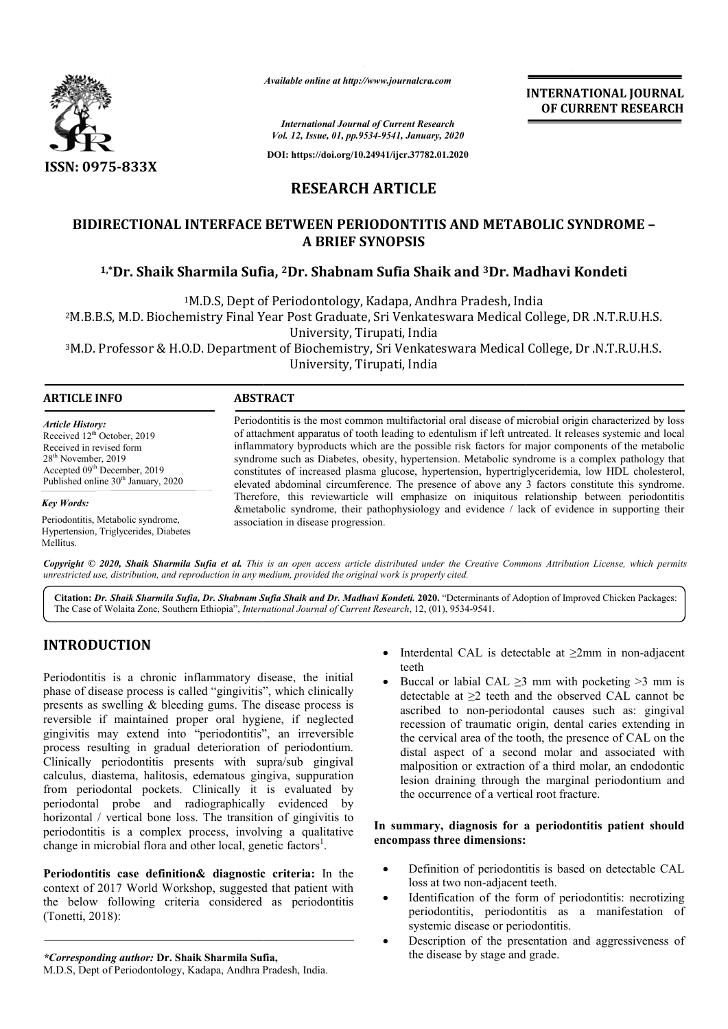# RESEARCH ARTICLE

## BIDIRECTIONAL INTERFACE BETWEEN PERIODONTITIS AND METABOLIC SYNDROME – A BRIEF SYNOPSIS

**[1,*]Dr. Shaik Sharmila Sufia, [2]Dr. Shabnam Sufia Shaik and [3]Dr. Madhavi Kondeti**

[1]M.D.S, Dept of Periodontology, Kadapa, Andhra Pradesh, India

[2]M.B.B.S, M.D. Biochemistry Final Year Post Graduate, Sri Venkateswara Medical College, DR .N.T.R.U.H.S. University, Tirupati, India

[3]M.D. Professor & H.O.D. Department of Biochemistry, Sri Venkateswara Medical College, Dr .N.T.R.U.H.S. University, Tirupati, India

### ARTICLE INFO

*Article History:*

Received 12[th] October, 2019

Received in revised form 28[th] November, 2019

Accepted 09[th] December, 2019

Published online 30[th] January, 2020

*Key Words:*

Periodontitis, Metabolic syndrome, Hypertension, Triglycerides, Diabetes Mellitus.

### ABSTRACT

Periodontitis is the most common multifactorial oral disease of microbial origin characterized by loss of attachment apparatus of tooth leading to edentulism if left untreated. It releases systemic and local inflammatory byproducts which are the possible risk factors for major components of the metabolic syndrome such as Diabetes, obesity, hypertension. Metabolic syndrome is a complex pathology that constitutes of increased plasma glucose, hypertension, hypertriglyceridemia, low HDL cholesterol, elevated abdominal circumference. The presence of above any 3 factors constitute this syndrome. Therefore, this reviewarticle will emphasize on iniquitous relationship between periodontitis &metabolic syndrome, their pathophysiology and evidence / lack of evidence in supporting their association in disease progression.

*Copyright © 2020, Shaik Sharmila Sufia et al. This is an open access article distributed under the Creative Commons Attribution License, which permits unrestricted use, distribution, and reproduction in any medium, provided the original work is properly cited.*

**Citation:** *Dr. Shaik Sharmila Sufia, Dr. Shabnam Sufia Shaik and Dr. Madhavi Kondeti.* **2020.** "Determinants of Adoption of Improved Chicken Packages: The Case of Wolaita Zone, Southern Ethiopia", *International Journal of Current Research*, 12, (01), 9534-9541.

## INTRODUCTION

Periodontitis is a chronic inflammatory disease, the initial phase of disease process is called "gingivitis", which clinically presents as swelling & bleeding gums. The disease process is reversible if maintained proper oral hygiene, if neglected gingivitis may extend into "periodontitis", an irreversible process resulting in gradual deterioration of periodontium. Clinically periodontitis presents with supra/sub gingival calculus, diastema, halitosis, edematous gingiva, suppuration from periodontal pockets. Clinically it is evaluated by periodontal probe and radiographically evidenced by horizontal / vertical bone loss. The transition of gingivitis to periodontitis is a complex process, involving a qualitative change in microbial flora and other local, genetic factors[1].

**Periodontitis case definition& diagnostic criteria:** In the context of 2017 World Workshop, suggested that patient with the below following criteria considered as periodontitis (Tonetti, 2018):

- Interdental CAL is detectable at ≥2mm in non-adjacent teeth
- Buccal or labial CAL ≥3 mm with pocketing >3 mm is detectable at ≥2 teeth and the observed CAL cannot be ascribed to non-periodontal causes such as: gingival recession of traumatic origin, dental caries extending in the cervical area of the tooth, the presence of CAL on the distal aspect of a second molar and associated with malposition or extraction of a third molar, an endodontic lesion draining through the marginal periodontium and the occurrence of a vertical root fracture.

**In summary, diagnosis for a periodontitis patient should encompass three dimensions:**

- Definition of periodontitis is based on detectable CAL loss at two non-adjacent teeth.
- Identification of the form of periodontitis: necrotizing periodontitis, periodontitis as a manifestation of systemic disease or periodontitis.
- Description of the presentation and aggressiveness of the disease by stage and grade.

*\*Corresponding author:* **Dr. Shaik Sharmila Sufia,**
M.D.S, Dept of Periodontology, Kadapa, Andhra Pradesh, India.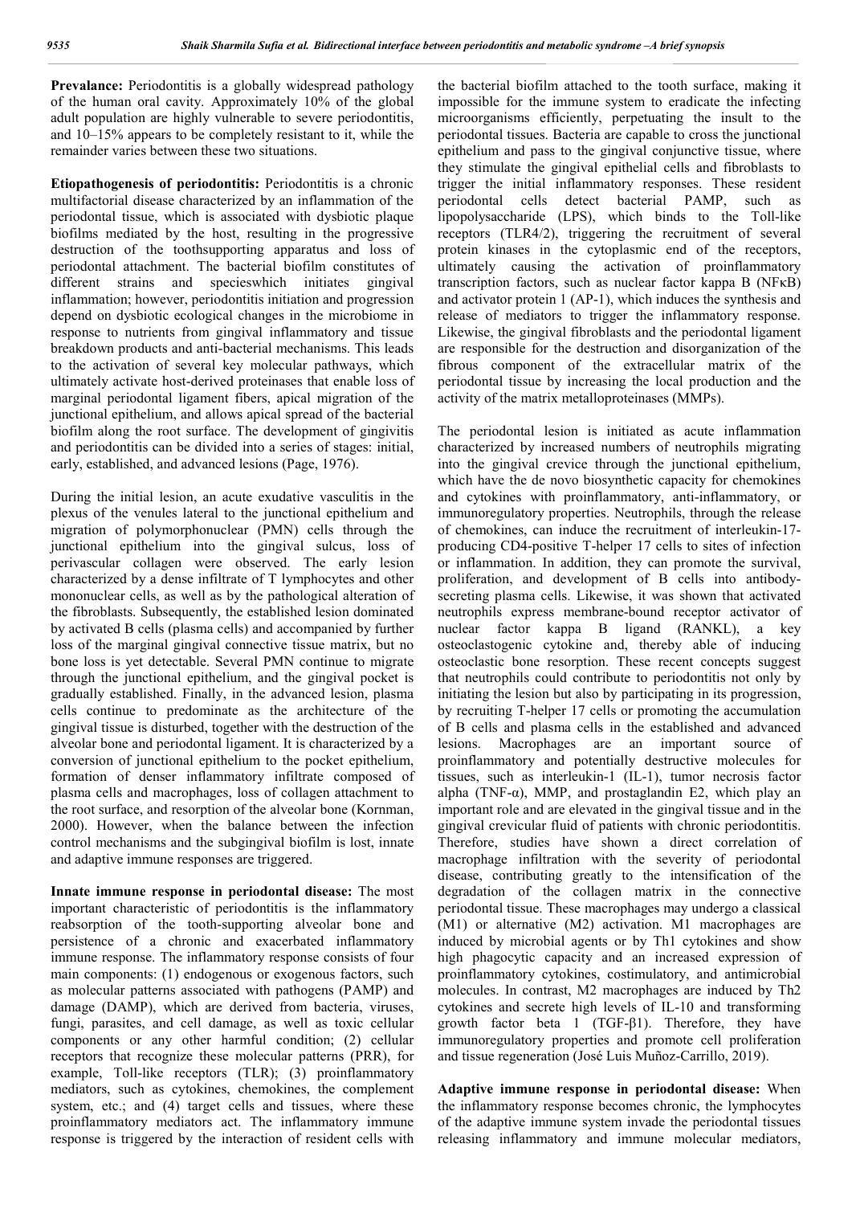**Prevalance:** Periodontitis is a globally widespread pathology of the human oral cavity. Approximately 10% of the global adult population are highly vulnerable to severe periodontitis, and 10–15% appears to be completely resistant to it, while the remainder varies between these two situations.

**Etiopathogenesis of periodontitis:** Periodontitis is a chronic multifactorial disease characterized by an inflammation of the periodontal tissue, which is associated with dysbiotic plaque biofilms mediated by the host, resulting in the progressive destruction of the toothsupporting apparatus and loss of periodontal attachment. The bacterial biofilm constitutes of different strains and specieswhich initiates gingival inflammation; however, periodontitis initiation and progression depend on dysbiotic ecological changes in the microbiome in response to nutrients from gingival inflammatory and tissue breakdown products and anti-bacterial mechanisms. This leads to the activation of several key molecular pathways, which ultimately activate host-derived proteinases that enable loss of marginal periodontal ligament fibers, apical migration of the junctional epithelium, and allows apical spread of the bacterial biofilm along the root surface. The development of gingivitis and periodontitis can be divided into a series of stages: initial, early, established, and advanced lesions (Page, 1976).

During the initial lesion, an acute exudative vasculitis in the plexus of the venules lateral to the junctional epithelium and migration of polymorphonuclear (PMN) cells through the junctional epithelium into the gingival sulcus, loss of perivascular collagen were observed. The early lesion characterized by a dense infiltrate of T lymphocytes and other mononuclear cells, as well as by the pathological alteration of the fibroblasts. Subsequently, the established lesion dominated by activated B cells (plasma cells) and accompanied by further loss of the marginal gingival connective tissue matrix, but no bone loss is yet detectable. Several PMN continue to migrate through the junctional epithelium, and the gingival pocket is gradually established. Finally, in the advanced lesion, plasma cells continue to predominate as the architecture of the gingival tissue is disturbed, together with the destruction of the alveolar bone and periodontal ligament. It is characterized by a conversion of junctional epithelium to the pocket epithelium, formation of denser inflammatory infiltrate composed of plasma cells and macrophages, loss of collagen attachment to the root surface, and resorption of the alveolar bone (Kornman, 2000). However, when the balance between the infection control mechanisms and the subgingival biofilm is lost, innate and adaptive immune responses are triggered.

**Innate immune response in periodontal disease:** The most important characteristic of periodontitis is the inflammatory reabsorption of the tooth-supporting alveolar bone and persistence of a chronic and exacerbated inflammatory immune response. The inflammatory response consists of four main components: (1) endogenous or exogenous factors, such as molecular patterns associated with pathogens (PAMP) and damage (DAMP), which are derived from bacteria, viruses, fungi, parasites, and cell damage, as well as toxic cellular components or any other harmful condition; (2) cellular receptors that recognize these molecular patterns (PRR), for example, Toll-like receptors (TLR); (3) proinflammatory mediators, such as cytokines, chemokines, the complement system, etc.; and (4) target cells and tissues, where these proinflammatory mediators act. The inflammatory immune response is triggered by the interaction of resident cells with the bacterial biofilm attached to the tooth surface, making it impossible for the immune system to eradicate the infecting microorganisms efficiently, perpetuating the insult to the periodontal tissues. Bacteria are capable to cross the junctional epithelium and pass to the gingival conjunctive tissue, where they stimulate the gingival epithelial cells and fibroblasts to trigger the initial inflammatory responses. These resident periodontal cells detect bacterial PAMP, such as lipopolysaccharide (LPS), which binds to the Toll-like receptors (TLR4/2), triggering the recruitment of several protein kinases in the cytoplasmic end of the receptors, ultimately causing the activation of proinflammatory transcription factors, such as nuclear factor kappa B (NFκB) and activator protein 1 (AP-1), which induces the synthesis and release of mediators to trigger the inflammatory response. Likewise, the gingival fibroblasts and the periodontal ligament are responsible for the destruction and disorganization of the fibrous component of the extracellular matrix of the periodontal tissue by increasing the local production and the activity of the matrix metalloproteinases (MMPs).

The periodontal lesion is initiated as acute inflammation characterized by increased numbers of neutrophils migrating into the gingival crevice through the junctional epithelium, which have the de novo biosynthetic capacity for chemokines and cytokines with proinflammatory, anti-inflammatory, or immunoregulatory properties. Neutrophils, through the release of chemokines, can induce the recruitment of interleukin-17-producing CD4-positive T-helper 17 cells to sites of infection or inflammation. In addition, they can promote the survival, proliferation, and development of B cells into antibody-secreting plasma cells. Likewise, it was shown that activated neutrophils express membrane-bound receptor activator of nuclear factor kappa B ligand (RANKL), a key osteoclastogenic cytokine and, thereby able of inducing osteoclastic bone resorption. These recent concepts suggest that neutrophils could contribute to periodontitis not only by initiating the lesion but also by participating in its progression, by recruiting T-helper 17 cells or promoting the accumulation of B cells and plasma cells in the established and advanced lesions. Macrophages are an important source of proinflammatory and potentially destructive molecules for tissues, such as interleukin-1 (IL-1), tumor necrosis factor alpha (TNF-α), MMP, and prostaglandin E2, which play an important role and are elevated in the gingival tissue and in the gingival crevicular fluid of patients with chronic periodontitis. Therefore, studies have shown a direct correlation of macrophage infiltration with the severity of periodontal disease, contributing greatly to the intensification of the degradation of the collagen matrix in the connective periodontal tissue. These macrophages may undergo a classical (M1) or alternative (M2) activation. M1 macrophages are induced by microbial agents or by Th1 cytokines and show high phagocytic capacity and an increased expression of proinflammatory cytokines, costimulatory, and antimicrobial molecules. In contrast, M2 macrophages are induced by Th2 cytokines and secrete high levels of IL-10 and transforming growth factor beta 1 (TGF-β1). Therefore, they have immunoregulatory properties and promote cell proliferation and tissue regeneration (José Luis Muñoz-Carrillo, 2019).

**Adaptive immune response in periodontal disease:** When the inflammatory response becomes chronic, the lymphocytes of the adaptive immune system invade the periodontal tissues releasing inflammatory and immune molecular mediators,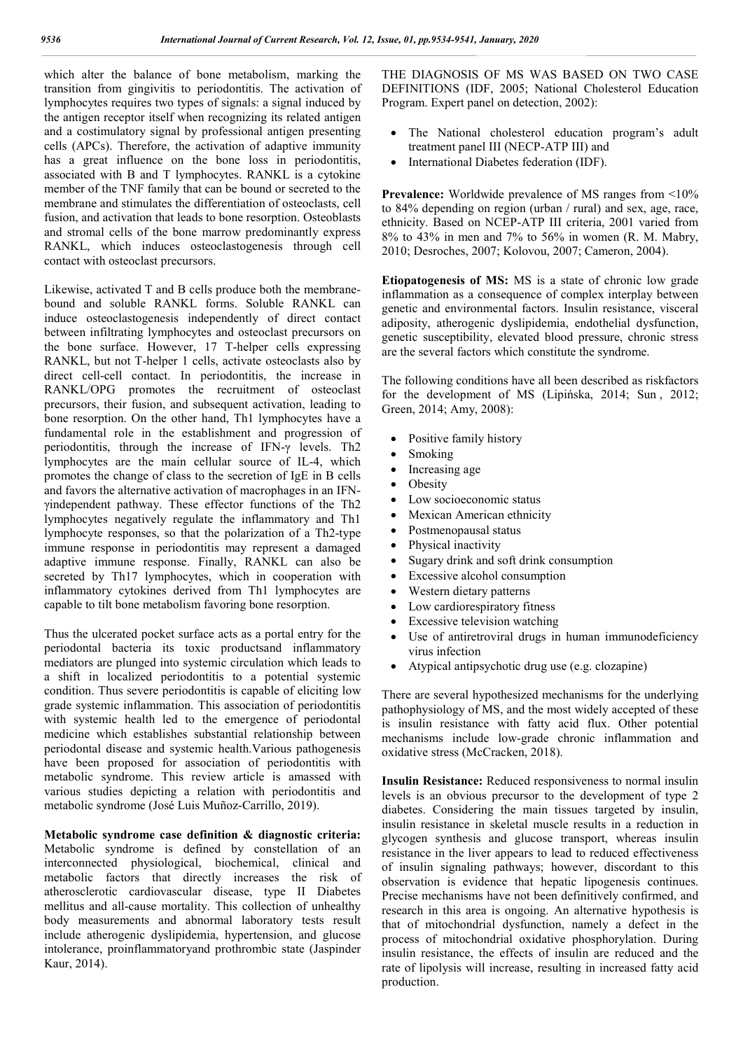which alter the balance of bone metabolism, marking the transition from gingivitis to periodontitis. The activation of lymphocytes requires two types of signals: a signal induced by the antigen receptor itself when recognizing its related antigen and a costimulatory signal by professional antigen presenting cells (APCs). Therefore, the activation of adaptive immunity has a great influence on the bone loss in periodontitis, associated with B and T lymphocytes. RANKL is a cytokine member of the TNF family that can be bound or secreted to the membrane and stimulates the differentiation of osteoclasts, cell fusion, and activation that leads to bone resorption. Osteoblasts and stromal cells of the bone marrow predominantly express RANKL, which induces osteoclastogenesis through cell contact with osteoclast precursors.

Likewise, activated T and B cells produce both the membrane-bound and soluble RANKL forms. Soluble RANKL can induce osteoclastogenesis independently of direct contact between infiltrating lymphocytes and osteoclast precursors on the bone surface. However, 17 T-helper cells expressing RANKL, but not T-helper 1 cells, activate osteoclasts also by direct cell-cell contact. In periodontitis, the increase in RANKL/OPG promotes the recruitment of osteoclast precursors, their fusion, and subsequent activation, leading to bone resorption. On the other hand, Th1 lymphocytes have a fundamental role in the establishment and progression of periodontitis, through the increase of IFN-γ levels. Th2 lymphocytes are the main cellular source of IL-4, which promotes the change of class to the secretion of IgE in B cells and favors the alternative activation of macrophages in an IFN-γindependent pathway. These effector functions of the Th2 lymphocytes negatively regulate the inflammatory and Th1 lymphocyte responses, so that the polarization of a Th2-type immune response in periodontitis may represent a damaged adaptive immune response. Finally, RANKL can also be secreted by Th17 lymphocytes, which in cooperation with inflammatory cytokines derived from Th1 lymphocytes are capable to tilt bone metabolism favoring bone resorption.

Thus the ulcerated pocket surface acts as a portal entry for the periodontal bacteria its toxic productsand inflammatory mediators are plunged into systemic circulation which leads to a shift in localized periodontitis to a potential systemic condition. Thus severe periodontitis is capable of eliciting low grade systemic inflammation. This association of periodontitis with systemic health led to the emergence of periodontal medicine which establishes substantial relationship between periodontal disease and systemic health.Various pathogenesis have been proposed for association of periodontitis with metabolic syndrome. This review article is amassed with various studies depicting a relation with periodontitis and metabolic syndrome (José Luis Muñoz-Carrillo, 2019).

**Metabolic syndrome case definition & diagnostic criteria:** Metabolic syndrome is defined by constellation of an interconnected physiological, biochemical, clinical and metabolic factors that directly increases the risk of atherosclerotic cardiovascular disease, type II Diabetes mellitus and all-cause mortality. This collection of unhealthy body measurements and abnormal laboratory tests result include atherogenic dyslipidemia, hypertension, and glucose intolerance, proinflammatoryand prothrombic state (Jaspinder Kaur, 2014).

THE DIAGNOSIS OF MS WAS BASED ON TWO CASE DEFINITIONS (IDF, 2005; National Cholesterol Education Program. Expert panel on detection, 2002):

- The National cholesterol education program's adult treatment panel III (NECP-ATP III) and
- International Diabetes federation (IDF).

**Prevalence:** Worldwide prevalence of MS ranges from <10% to 84% depending on region (urban / rural) and sex, age, race, ethnicity. Based on NCEP-ATP III criteria, 2001 varied from 8% to 43% in men and 7% to 56% in women (R. M. Mabry, 2010; Desroches, 2007; Kolovou, 2007; Cameron, 2004).

**Etiopatogenesis of MS:** MS is a state of chronic low grade inflammation as a consequence of complex interplay between genetic and environmental factors. Insulin resistance, visceral adiposity, atherogenic dyslipidemia, endothelial dysfunction, genetic susceptibility, elevated blood pressure, chronic stress are the several factors which constitute the syndrome.

The following conditions have all been described as riskfactors for the development of MS (Lipińska, 2014; Sun , 2012; Green, 2014; Amy, 2008):

- Positive family history
- Smoking
- Increasing age
- Obesity
- Low socioeconomic status
- Mexican American ethnicity
- Postmenopausal status
- Physical inactivity
- Sugary drink and soft drink consumption
- Excessive alcohol consumption
- Western dietary patterns
- Low cardiorespiratory fitness
- Excessive television watching
- Use of antiretroviral drugs in human immunodeficiency virus infection
- Atypical antipsychotic drug use (e.g. clozapine)

There are several hypothesized mechanisms for the underlying pathophysiology of MS, and the most widely accepted of these is insulin resistance with fatty acid flux. Other potential mechanisms include low-grade chronic inflammation and oxidative stress (McCracken, 2018).

**Insulin Resistance:** Reduced responsiveness to normal insulin levels is an obvious precursor to the development of type 2 diabetes. Considering the main tissues targeted by insulin, insulin resistance in skeletal muscle results in a reduction in glycogen synthesis and glucose transport, whereas insulin resistance in the liver appears to lead to reduced effectiveness of insulin signaling pathways; however, discordant to this observation is evidence that hepatic lipogenesis continues. Precise mechanisms have not been definitively confirmed, and research in this area is ongoing. An alternative hypothesis is that of mitochondrial dysfunction, namely a defect in the process of mitochondrial oxidative phosphorylation. During insulin resistance, the effects of insulin are reduced and the rate of lipolysis will increase, resulting in increased fatty acid production.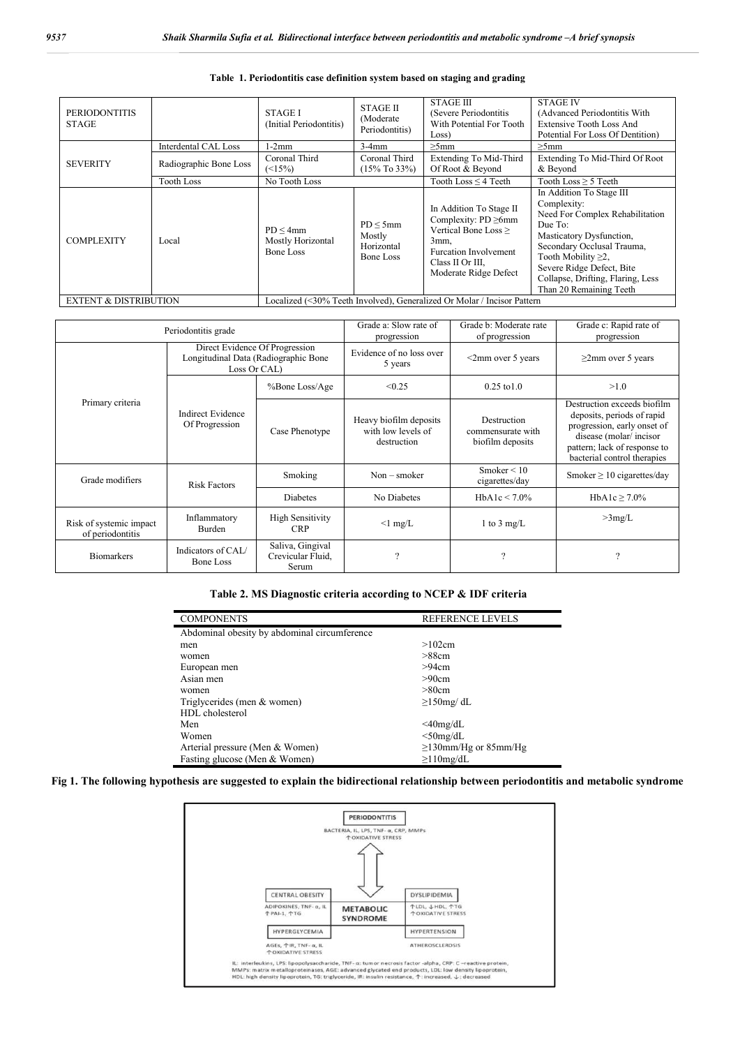**Table 1. Periodontitis case definition system based on staging and grading**

| PERIODONTITIS STAGE | | STAGE I (Initial Periodontitis) | STAGE II (Moderate Periodontitis) | STAGE III (Severe Periodontitis With Potential For Tooth Loss) | STAGE IV (Advanced Periodontitis With Extensive Tooth Loss And Potential For Loss Of Dentition) |
|---|---|---|---|---|---|
| SEVERITY | Interdental CAL Loss | 1-2mm | 3-4mm | ≥5mm | ≥5mm |
| | Radiographic Bone Loss | Coronal Third (<15%) | Coronal Third (15% To 33%) | Extending To Mid-Third Of Root & Beyond | Extending To Mid-Third Of Root & Beyond |
| | Tooth Loss | No Tooth Loss | | Tooth Loss ≤ 4 Teeth | Tooth Loss ≥ 5 Teeth |
| COMPLEXITY | Local | PD ≤ 4mm Mostly Horizontal Bone Loss | PD ≤ 5mm Mostly Horizontal Bone Loss | In Addition To Stage II Complexity: PD ≥6mm Vertical Bone Loss ≥ 3mm, Furcation Involvement Class II Or III, Moderate Ridge Defect | In Addition To Stage III Complexity: Need For Complex Rehabilitation Due To: Masticatory Dysfunction, Secondary Occlusal Trauma, Tooth Mobility ≥2, Severe Ridge Defect, Bite Collapse, Drifting, Flaring, Less Than 20 Remaining Teeth |
| EXTENT & DISTRIBUTION | | Localized (<30% Teeth Involved), Generalized Or Molar / Incisor Pattern | | | |

| Periodontitis grade | | | Grade a: Slow rate of progression | Grade b: Moderate rate of progression | Grade c: Rapid rate of progression |
|---|---|---|---|---|---|
| Primary criteria | Direct Evidence Of Progression Longitudinal Data (Radiographic Bone Loss Or CAL) | | Evidence of no loss over 5 years | <2mm over 5 years | ≥2mm over 5 years |
| | Indirect Evidence Of Progression | %Bone Loss/Age | <0.25 | 0.25 to1.0 | >1.0 |
| | | Case Phenotype | Heavy biofilm deposits with low levels of destruction | Destruction commensurate with biofilm deposits | Destruction exceeds biofilm deposits, periods of rapid progression, early onset of disease (molar/ incisor pattern; lack of response to bacterial control therapies |
| Grade modifiers | Risk Factors | Smoking | Non – smoker | Smoker < 10 cigarettes/day | Smoker ≥ 10 cigarettes/day |
| | | Diabetes | No Diabetes | HbA1c < 7.0% | HbA1c ≥ 7.0% |
| Risk of systemic impact of periodontitis | Inflammatory Burden | High Sensitivity CRP | <1 mg/L | 1 to 3 mg/L | >3mg/L |
| Biomarkers | Indicators of CAL/ Bone Loss | Saliva, Gingival Crevicular Fluid, Serum | ? | ? | ? |

**Table 2. MS Diagnostic criteria according to NCEP & IDF criteria**

| COMPONENTS | REFERENCE LEVELS |
|---|---|
| Abdominal obesity by abdominal circumference | |
| men | >102cm |
| women | >88cm |
| European men | >94cm |
| Asian men | >90cm |
| women | >80cm |
| Triglycerides (men & women) | ≥150mg/ dL |
| HDL cholesterol | |
| Men | <40mg/dL |
| Women | <50mg/dL |
| Arterial pressure (Men & Women) | ≥130mm/Hg or 85mm/Hg |
| Fasting glucose (Men & Women) | ≥110mg/dL |

**Fig 1. The following hypothesis are suggested to explain the bidirectional relationship between periodontitis and metabolic syndrome**

IL: interleukins, LPS: lipopolysaccharide, TNF- α: tumor necrosis factor -alpha, CRP: C –reactive protein, MMPs: matrix metalloproteinases, AGE: advanced glycated end products, LDL: low density lipoprotein, HDL: high density lipoprotein, TG: triglyceride, IR: insulin resistance, ↑: increased, ↓: decreased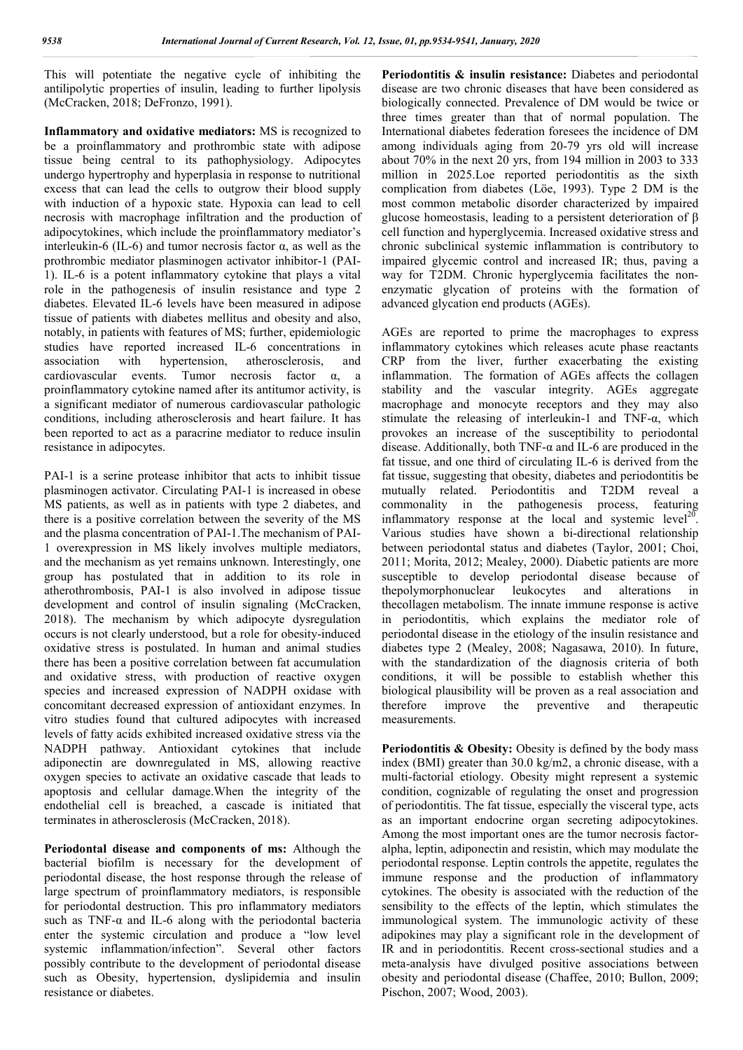This will potentiate the negative cycle of inhibiting the antilipolytic properties of insulin, leading to further lipolysis (McCracken, 2018; DeFronzo, 1991).

**Inflammatory and oxidative mediators:** MS is recognized to be a proinflammatory and prothrombic state with adipose tissue being central to its pathophysiology. Adipocytes undergo hypertrophy and hyperplasia in response to nutritional excess that can lead the cells to outgrow their blood supply with induction of a hypoxic state. Hypoxia can lead to cell necrosis with macrophage infiltration and the production of adipocytokines, which include the proinflammatory mediator's interleukin-6 (IL-6) and tumor necrosis factor α, as well as the prothrombic mediator plasminogen activator inhibitor-1 (PAI-1). IL-6 is a potent inflammatory cytokine that plays a vital role in the pathogenesis of insulin resistance and type 2 diabetes. Elevated IL-6 levels have been measured in adipose tissue of patients with diabetes mellitus and obesity and also, notably, in patients with features of MS; further, epidemiologic studies have reported increased IL-6 concentrations in association with hypertension, atherosclerosis, and cardiovascular events. Tumor necrosis factor α, a proinflammatory cytokine named after its antitumor activity, is a significant mediator of numerous cardiovascular pathologic conditions, including atherosclerosis and heart failure. It has been reported to act as a paracrine mediator to reduce insulin resistance in adipocytes.

PAI-1 is a serine protease inhibitor that acts to inhibit tissue plasminogen activator. Circulating PAI-1 is increased in obese MS patients, as well as in patients with type 2 diabetes, and there is a positive correlation between the severity of the MS and the plasma concentration of PAI-1.The mechanism of PAI-1 overexpression in MS likely involves multiple mediators, and the mechanism as yet remains unknown. Interestingly, one group has postulated that in addition to its role in atherothrombosis, PAI-1 is also involved in adipose tissue development and control of insulin signaling (McCracken, 2018). The mechanism by which adipocyte dysregulation occurs is not clearly understood, but a role for obesity-induced oxidative stress is postulated. In human and animal studies there has been a positive correlation between fat accumulation and oxidative stress, with production of reactive oxygen species and increased expression of NADPH oxidase with concomitant decreased expression of antioxidant enzymes. In vitro studies found that cultured adipocytes with increased levels of fatty acids exhibited increased oxidative stress via the NADPH pathway. Antioxidant cytokines that include adiponectin are downregulated in MS, allowing reactive oxygen species to activate an oxidative cascade that leads to apoptosis and cellular damage.When the integrity of the endothelial cell is breached, a cascade is initiated that terminates in atherosclerosis (McCracken, 2018).

**Periodontal disease and components of ms:** Although the bacterial biofilm is necessary for the development of periodontal disease, the host response through the release of large spectrum of proinflammatory mediators, is responsible for periodontal destruction. This pro inflammatory mediators such as TNF-α and IL-6 along with the periodontal bacteria enter the systemic circulation and produce a "low level systemic inflammation/infection". Several other factors possibly contribute to the development of periodontal disease such as Obesity, hypertension, dyslipidemia and insulin resistance or diabetes.

**Periodontitis & insulin resistance:** Diabetes and periodontal disease are two chronic diseases that have been considered as biologically connected. Prevalence of DM would be twice or three times greater than that of normal population. The International diabetes federation foresees the incidence of DM among individuals aging from 20-79 yrs old will increase about 70% in the next 20 yrs, from 194 million in 2003 to 333 million in 2025.Loe reported periodontitis as the sixth complication from diabetes (Löe, 1993). Type 2 DM is the most common metabolic disorder characterized by impaired glucose homeostasis, leading to a persistent deterioration of β cell function and hyperglycemia. Increased oxidative stress and chronic subclinical systemic inflammation is contributory to impaired glycemic control and increased IR; thus, paving a way for T2DM. Chronic hyperglycemia facilitates the non-enzymatic glycation of proteins with the formation of advanced glycation end products (AGEs).

AGEs are reported to prime the macrophages to express inflammatory cytokines which releases acute phase reactants CRP from the liver, further exacerbating the existing inflammation. The formation of AGEs affects the collagen stability and the vascular integrity. AGEs aggregate macrophage and monocyte receptors and they may also stimulate the releasing of interleukin-1 and TNF-α, which provokes an increase of the susceptibility to periodontal disease. Additionally, both TNF-α and IL-6 are produced in the fat tissue, and one third of circulating IL-6 is derived from the fat tissue, suggesting that obesity, diabetes and periodontitis be mutually related. Periodontitis and T2DM reveal a commonality in the pathogenesis process, featuring inflammatory response at the local and systemic level[20]. Various studies have shown a bi-directional relationship between periodontal status and diabetes (Taylor, 2001; Choi, 2011; Morita, 2012; Mealey, 2000). Diabetic patients are more susceptible to develop periodontal disease because of thepolymorphonuclear leukocytes and alterations in thecollagen metabolism. The innate immune response is active in periodontitis, which explains the mediator role of periodontal disease in the etiology of the insulin resistance and diabetes type 2 (Mealey, 2008; Nagasawa, 2010). In future, with the standardization of the diagnosis criteria of both conditions, it will be possible to establish whether this biological plausibility will be proven as a real association and therefore improve the preventive and therapeutic measurements.

**Periodontitis & Obesity:** Obesity is defined by the body mass index (BMI) greater than 30.0 kg/m2, a chronic disease, with a multi-factorial etiology. Obesity might represent a systemic condition, cognizable of regulating the onset and progression of periodontitis. The fat tissue, especially the visceral type, acts as an important endocrine organ secreting adipocytokines. Among the most important ones are the tumor necrosis factor-alpha, leptin, adiponectin and resistin, which may modulate the periodontal response. Leptin controls the appetite, regulates the immune response and the production of inflammatory cytokines. The obesity is associated with the reduction of the sensibility to the effects of the leptin, which stimulates the immunological system. The immunologic activity of these adipokines may play a significant role in the development of IR and in periodontitis. Recent cross-sectional studies and a meta-analysis have divulged positive associations between obesity and periodontal disease (Chaffee, 2010; Bullon, 2009; Pischon, 2007; Wood, 2003).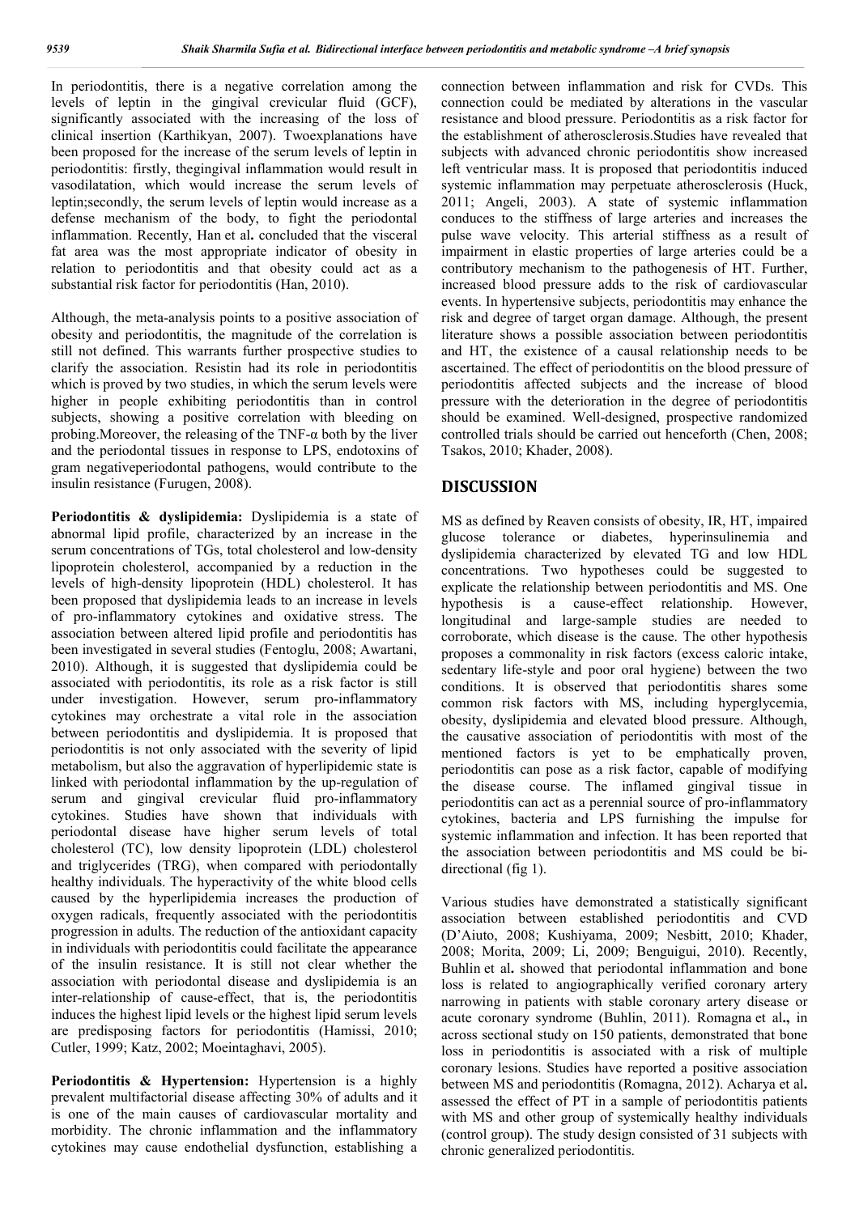In periodontitis, there is a negative correlation among the levels of leptin in the gingival crevicular fluid (GCF), significantly associated with the increasing of the loss of clinical insertion (Karthikyan, 2007). Twoexplanations have been proposed for the increase of the serum levels of leptin in periodontitis: firstly, thegingival inflammation would result in vasodilatation, which would increase the serum levels of leptin;secondly, the serum levels of leptin would increase as a defense mechanism of the body, to fight the periodontal inflammation. Recently, Han et al**.** concluded that the visceral fat area was the most appropriate indicator of obesity in relation to periodontitis and that obesity could act as a substantial risk factor for periodontitis (Han, 2010).

Although, the meta-analysis points to a positive association of obesity and periodontitis, the magnitude of the correlation is still not defined. This warrants further prospective studies to clarify the association. Resistin had its role in periodontitis which is proved by two studies, in which the serum levels were higher in people exhibiting periodontitis than in control subjects, showing a positive correlation with bleeding on probing.Moreover, the releasing of the TNF-α both by the liver and the periodontal tissues in response to LPS, endotoxins of gram negativeperiodontal pathogens, would contribute to the insulin resistance (Furugen, 2008).

**Periodontitis & dyslipidemia:** Dyslipidemia is a state of abnormal lipid profile, characterized by an increase in the serum concentrations of TGs, total cholesterol and low-density lipoprotein cholesterol, accompanied by a reduction in the levels of high-density lipoprotein (HDL) cholesterol. It has been proposed that dyslipidemia leads to an increase in levels of pro-inflammatory cytokines and oxidative stress. The association between altered lipid profile and periodontitis has been investigated in several studies (Fentoglu, 2008; Awartani, 2010). Although, it is suggested that dyslipidemia could be associated with periodontitis, its role as a risk factor is still under investigation. However, serum pro-inflammatory cytokines may orchestrate a vital role in the association between periodontitis and dyslipidemia. It is proposed that periodontitis is not only associated with the severity of lipid metabolism, but also the aggravation of hyperlipidemic state is linked with periodontal inflammation by the up-regulation of serum and gingival crevicular fluid pro-inflammatory cytokines. Studies have shown that individuals with periodontal disease have higher serum levels of total cholesterol (TC), low density lipoprotein (LDL) cholesterol and triglycerides (TRG), when compared with periodontally healthy individuals. The hyperactivity of the white blood cells caused by the hyperlipidemia increases the production of oxygen radicals, frequently associated with the periodontitis progression in adults. The reduction of the antioxidant capacity in individuals with periodontitis could facilitate the appearance of the insulin resistance. It is still not clear whether the association with periodontal disease and dyslipidemia is an inter-relationship of cause-effect, that is, the periodontitis induces the highest lipid levels or the highest lipid serum levels are predisposing factors for periodontitis (Hamissi, 2010; Cutler, 1999; Katz, 2002; Moeintaghavi, 2005).

**Periodontitis & Hypertension:** Hypertension is a highly prevalent multifactorial disease affecting 30% of adults and it is one of the main causes of cardiovascular mortality and morbidity. The chronic inflammation and the inflammatory cytokines may cause endothelial dysfunction, establishing a connection between inflammation and risk for CVDs. This connection could be mediated by alterations in the vascular resistance and blood pressure. Periodontitis as a risk factor for the establishment of atherosclerosis.Studies have revealed that subjects with advanced chronic periodontitis show increased left ventricular mass. It is proposed that periodontitis induced systemic inflammation may perpetuate atherosclerosis (Huck, 2011; Angeli, 2003). A state of systemic inflammation conduces to the stiffness of large arteries and increases the pulse wave velocity. This arterial stiffness as a result of impairment in elastic properties of large arteries could be a contributory mechanism to the pathogenesis of HT. Further, increased blood pressure adds to the risk of cardiovascular events. In hypertensive subjects, periodontitis may enhance the risk and degree of target organ damage. Although, the present literature shows a possible association between periodontitis and HT, the existence of a causal relationship needs to be ascertained. The effect of periodontitis on the blood pressure of periodontitis affected subjects and the increase of blood pressure with the deterioration in the degree of periodontitis should be examined. Well-designed, prospective randomized controlled trials should be carried out henceforth (Chen, 2008; Tsakos, 2010; Khader, 2008).

## DISCUSSION

MS as defined by Reaven consists of obesity, IR, HT, impaired glucose tolerance or diabetes, hyperinsulinemia and dyslipidemia characterized by elevated TG and low HDL concentrations. Two hypotheses could be suggested to explicate the relationship between periodontitis and MS. One hypothesis is a cause-effect relationship. However, longitudinal and large-sample studies are needed to corroborate, which disease is the cause. The other hypothesis proposes a commonality in risk factors (excess caloric intake, sedentary life-style and poor oral hygiene) between the two conditions. It is observed that periodontitis shares some common risk factors with MS, including hyperglycemia, obesity, dyslipidemia and elevated blood pressure. Although, the causative association of periodontitis with most of the mentioned factors is yet to be emphatically proven, periodontitis can pose as a risk factor, capable of modifying the disease course. The inflamed gingival tissue in periodontitis can act as a perennial source of pro-inflammatory cytokines, bacteria and LPS furnishing the impulse for systemic inflammation and infection. It has been reported that the association between periodontitis and MS could be bi-directional (fig 1).

Various studies have demonstrated a statistically significant association between established periodontitis and CVD (D'Aiuto, 2008; Kushiyama, 2009; Nesbitt, 2010; Khader, 2008; Morita, 2009; Li, 2009; Benguigui, 2010). Recently, Buhlin et al**.** showed that periodontal inflammation and bone loss is related to angiographically verified coronary artery narrowing in patients with stable coronary artery disease or acute coronary syndrome (Buhlin, 2011). Romagna et al**.,** in across sectional study on 150 patients, demonstrated that bone loss in periodontitis is associated with a risk of multiple coronary lesions. Studies have reported a positive association between MS and periodontitis (Romagna, 2012). Acharya et al**.** assessed the effect of PT in a sample of periodontitis patients with MS and other group of systemically healthy individuals (control group). The study design consisted of 31 subjects with chronic generalized periodontitis.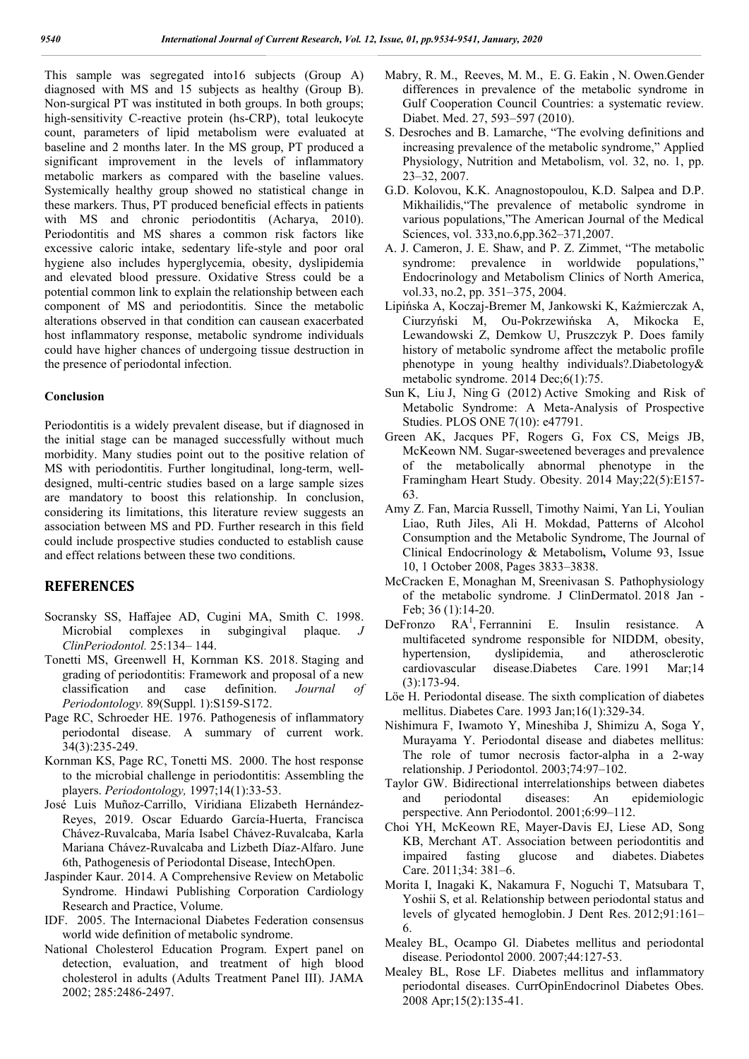This sample was segregated into16 subjects (Group A) diagnosed with MS and 15 subjects as healthy (Group B). Non-surgical PT was instituted in both groups. In both groups; high-sensitivity C-reactive protein (hs-CRP), total leukocyte count, parameters of lipid metabolism were evaluated at baseline and 2 months later. In the MS group, PT produced a significant improvement in the levels of inflammatory metabolic markers as compared with the baseline values. Systemically healthy group showed no statistical change in these markers. Thus, PT produced beneficial effects in patients with MS and chronic periodontitis (Acharya, 2010). Periodontitis and MS shares a common risk factors like excessive caloric intake, sedentary life-style and poor oral hygiene also includes hyperglycemia, obesity, dyslipidemia and elevated blood pressure. Oxidative Stress could be a potential common link to explain the relationship between each component of MS and periodontitis. Since the metabolic alterations observed in that condition can causean exacerbated host inflammatory response, metabolic syndrome individuals could have higher chances of undergoing tissue destruction in the presence of periodontal infection.

### Conclusion

Periodontitis is a widely prevalent disease, but if diagnosed in the initial stage can be managed successfully without much morbidity. Many studies point out to the positive relation of MS with periodontitis. Further longitudinal, long-term, well-designed, multi-centric studies based on a large sample sizes are mandatory to boost this relationship. In conclusion, considering its limitations, this literature review suggests an association between MS and PD. Further research in this field could include prospective studies conducted to establish cause and effect relations between these two conditions.

## REFERENCES

Socransky SS, Haffajee AD, Cugini MA, Smith C. 1998. Microbial complexes in subgingival plaque. *J ClinPeriodontol.* 25:134– 144.

Tonetti MS, Greenwell H, Kornman KS. 2018. Staging and grading of periodontitis: Framework and proposal of a new classification and case definition. *Journal of Periodontology.* 89(Suppl. 1):S159-S172.

Page RC, Schroeder HE. 1976. Pathogenesis of inflammatory periodontal disease. A summary of current work. 34(3):235-249.

Kornman KS, Page RC, Tonetti MS. 2000. The host response to the microbial challenge in periodontitis: Assembling the players. *Periodontology,* 1997;14(1):33-53.

José Luis Muñoz-Carrillo, Viridiana Elizabeth Hernández-Reyes, 2019. Oscar Eduardo García-Huerta, Francisca Chávez-Ruvalcaba, María Isabel Chávez-Ruvalcaba, Karla Mariana Chávez-Ruvalcaba and Lizbeth Díaz-Alfaro. June 6th, Pathogenesis of Periodontal Disease, IntechOpen.

Jaspinder Kaur. 2014. A Comprehensive Review on Metabolic Syndrome. Hindawi Publishing Corporation Cardiology Research and Practice, Volume.

IDF. 2005. The Internacional Diabetes Federation consensus world wide definition of metabolic syndrome.

National Cholesterol Education Program. Expert panel on detection, evaluation, and treatment of high blood cholesterol in adults (Adults Treatment Panel III). JAMA 2002; 285:2486-2497.

Mabry, R. M., Reeves, M. M., E. G. Eakin , N. Owen.Gender differences in prevalence of the metabolic syndrome in Gulf Cooperation Council Countries: a systematic review. Diabet. Med. 27, 593–597 (2010).

S. Desroches and B. Lamarche, "The evolving definitions and increasing prevalence of the metabolic syndrome," Applied Physiology, Nutrition and Metabolism, vol. 32, no. 1, pp. 23–32, 2007.

G.D. Kolovou, K.K. Anagnostopoulou, K.D. Salpea and D.P. Mikhailidis,"The prevalence of metabolic syndrome in various populations,"The American Journal of the Medical Sciences, vol. 333,no.6,pp.362–371,2007.

A. J. Cameron, J. E. Shaw, and P. Z. Zimmet, "The metabolic syndrome: prevalence in worldwide populations," Endocrinology and Metabolism Clinics of North America, vol.33, no.2, pp. 351–375, 2004.

Lipińska A, Koczaj-Bremer M, Jankowski K, Kaźmierczak A, Ciurzyński M, Ou-Pokrzewińska A, Mikocka E, Lewandowski Z, Demkow U, Pruszczyk P. Does family history of metabolic syndrome affect the metabolic profile phenotype in young healthy individuals?.Diabetology& metabolic syndrome. 2014 Dec;6(1):75.

Sun K, Liu J, Ning G (2012) Active Smoking and Risk of Metabolic Syndrome: A Meta-Analysis of Prospective Studies. PLOS ONE 7(10): e47791.

Green AK, Jacques PF, Rogers G, Fox CS, Meigs JB, McKeown NM. Sugar-sweetened beverages and prevalence of the metabolically abnormal phenotype in the Framingham Heart Study. Obesity. 2014 May;22(5):E157-63.

Amy Z. Fan, Marcia Russell, Timothy Naimi, Yan Li, Youlian Liao, Ruth Jiles, Ali H. Mokdad, Patterns of Alcohol Consumption and the Metabolic Syndrome, The Journal of Clinical Endocrinology & Metabolism**,** Volume 93, Issue 10, 1 October 2008, Pages 3833–3838.

McCracken E, Monaghan M, Sreenivasan S. Pathophysiology of the metabolic syndrome. J ClinDermatol. 2018 Jan - Feb; 36 (1):14-20.

DeFronzo RA[1], Ferrannini E. Insulin resistance. A multifaceted syndrome responsible for NIDDM, obesity, hypertension, dyslipidemia, and atherosclerotic cardiovascular disease.Diabetes Care. 1991 Mar;14 (3):173-94.

Löe H. Periodontal disease. The sixth complication of diabetes mellitus. Diabetes Care. 1993 Jan;16(1):329-34.

Nishimura F, Iwamoto Y, Mineshiba J, Shimizu A, Soga Y, Murayama Y. Periodontal disease and diabetes mellitus: The role of tumor necrosis factor-alpha in a 2-way relationship. J Periodontol. 2003;74:97–102.

Taylor GW. Bidirectional interrelationships between diabetes and periodontal diseases: An epidemiologic perspective. Ann Periodontol. 2001;6:99–112.

Choi YH, McKeown RE, Mayer-Davis EJ, Liese AD, Song KB, Merchant AT. Association between periodontitis and impaired fasting glucose and diabetes. Diabetes Care. 2011;34: 381–6.

Morita I, Inagaki K, Nakamura F, Noguchi T, Matsubara T, Yoshii S, et al. Relationship between periodontal status and levels of glycated hemoglobin. J Dent Res. 2012;91:161–6.

Mealey BL, Ocampo Gl. Diabetes mellitus and periodontal disease. Periodontol 2000. 2007;44:127-53.

Mealey BL, Rose LF. Diabetes mellitus and inflammatory periodontal diseases. CurrOpinEndocrinol Diabetes Obes. 2008 Apr;15(2):135-41.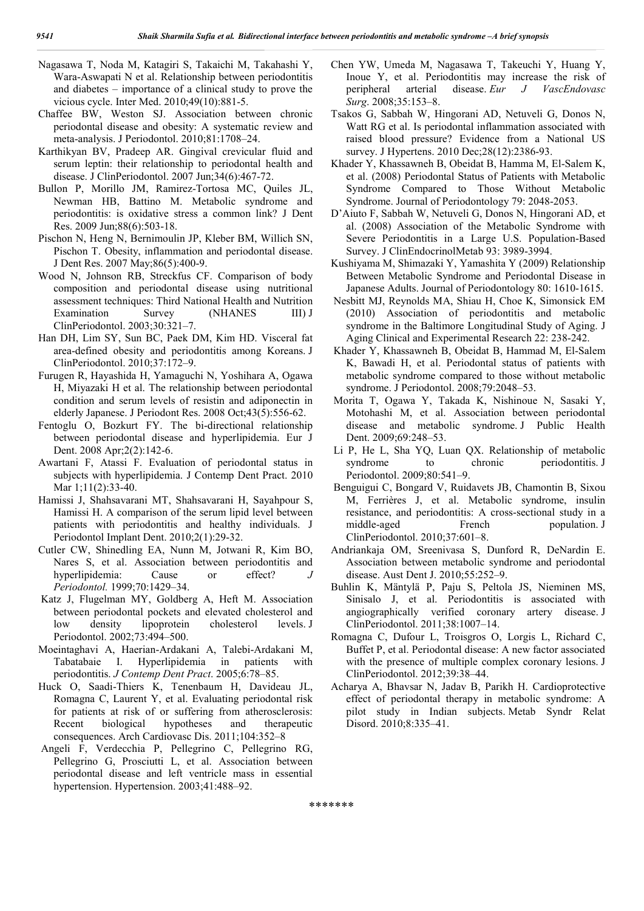Nagasawa T, Noda M, Katagiri S, Takaichi M, Takahashi Y, Wara-Aswapati N et al. Relationship between periodontitis and diabetes – importance of a clinical study to prove the vicious cycle. Inter Med. 2010;49(10):881-5.

Chaffee BW, Weston SJ. Association between chronic periodontal disease and obesity: A systematic review and meta-analysis. J Periodontol. 2010;81:1708–24.

Karthikyan BV, Pradeep AR. Gingival crevicular fluid and serum leptin: their relationship to periodontal health and disease. J ClinPeriodontol. 2007 Jun;34(6):467-72.

Bullon P, Morillo JM, Ramirez-Tortosa MC, Quiles JL, Newman HB, Battino M. Metabolic syndrome and periodontitis: is oxidative stress a common link? J Dent Res. 2009 Jun;88(6):503-18.

Pischon N, Heng N, Bernimoulin JP, Kleber BM, Willich SN, Pischon T. Obesity, inflammation and periodontal disease. J Dent Res. 2007 May;86(5):400-9.

Wood N, Johnson RB, Streckfus CF. Comparison of body composition and periodontal disease using nutritional assessment techniques: Third National Health and Nutrition Examination Survey (NHANES III) J ClinPeriodontol. 2003;30:321–7.

Han DH, Lim SY, Sun BC, Paek DM, Kim HD. Visceral fat area-defined obesity and periodontitis among Koreans. J ClinPeriodontol. 2010;37:172–9.

Furugen R, Hayashida H, Yamaguchi N, Yoshihara A, Ogawa H, Miyazaki H et al. The relationship between periodontal condition and serum levels of resistin and adiponectin in elderly Japanese. J Periodont Res. 2008 Oct;43(5):556-62.

Fentoglu O, Bozkurt FY. The bi-directional relationship between periodontal disease and hyperlipidemia. Eur J Dent. 2008 Apr;2(2):142-6.

Awartani F, Atassi F. Evaluation of periodontal status in subjects with hyperlipidemia. J Contemp Dent Pract. 2010 Mar 1;11(2):33-40.

Hamissi J, Shahsavarani MT, Shahsavarani H, Sahyapour S, Hamissi H. A comparison of the serum lipid level between patients with periodontitis and healthy individuals. J Periodontol Implant Dent. 2010;2(1):29-32.

Cutler CW, Shinedling EA, Nunn M, Jotwani R, Kim BO, Nares S, et al. Association between periodontitis and hyperlipidemia: Cause or effect? *J Periodontol.* 1999;70:1429–34.

Katz J, Flugelman MY, Goldberg A, Heft M. Association between periodontal pockets and elevated cholesterol and low density lipoprotein cholesterol levels. J Periodontol. 2002;73:494–500.

Moeintaghavi A, Haerian-Ardakani A, Talebi-Ardakani M, Tabatabaie I. Hyperlipidemia in patients with periodontitis. *J Contemp Dent Pract*. 2005;6:78–85.

Huck O, Saadi-Thiers K, Tenenbaum H, Davideau JL, Romagna C, Laurent Y, et al. Evaluating periodontal risk for patients at risk of or suffering from atherosclerosis: Recent biological hypotheses and therapeutic consequences. Arch Cardiovasc Dis. 2011;104:352–8

Angeli F, Verdecchia P, Pellegrino C, Pellegrino RG, Pellegrino G, Prosciutti L, et al. Association between periodontal disease and left ventricle mass in essential hypertension. Hypertension. 2003;41:488–92.

Chen YW, Umeda M, Nagasawa T, Takeuchi Y, Huang Y, Inoue Y, et al. Periodontitis may increase the risk of peripheral arterial disease. *Eur J VascEndovasc Surg*. 2008;35:153–8.

Tsakos G, Sabbah W, Hingorani AD, Netuveli G, Donos N, Watt RG et al. Is periodontal inflammation associated with raised blood pressure? Evidence from a National US survey. J Hypertens. 2010 Dec;28(12):2386-93.

Khader Y, Khassawneh B, Obeidat B, Hamma M, El-Salem K, et al. (2008) Periodontal Status of Patients with Metabolic Syndrome Compared to Those Without Metabolic Syndrome. Journal of Periodontology 79: 2048-2053.

D'Aiuto F, Sabbah W, Netuveli G, Donos N, Hingorani AD, et al. (2008) Association of the Metabolic Syndrome with Severe Periodontitis in a Large U.S. Population-Based Survey. J ClinEndocrinolMetab 93: 3989-3994.

Kushiyama M, Shimazaki Y, Yamashita Y (2009) Relationship Between Metabolic Syndrome and Periodontal Disease in Japanese Adults. Journal of Periodontology 80: 1610-1615.

Nesbitt MJ, Reynolds MA, Shiau H, Choe K, Simonsick EM (2010) Association of periodontitis and metabolic syndrome in the Baltimore Longitudinal Study of Aging. J Aging Clinical and Experimental Research 22: 238-242.

Khader Y, Khassawneh B, Obeidat B, Hammad M, El-Salem K, Bawadi H, et al. Periodontal status of patients with metabolic syndrome compared to those without metabolic syndrome. J Periodontol. 2008;79:2048–53.

Morita T, Ogawa Y, Takada K, Nishinoue N, Sasaki Y, Motohashi M, et al. Association between periodontal disease and metabolic syndrome. J Public Health Dent. 2009;69:248–53.

Li P, He L, Sha YQ, Luan QX. Relationship of metabolic syndrome to chronic periodontitis. J Periodontol. 2009;80:541–9.

Benguigui C, Bongard V, Ruidavets JB, Chamontin B, Sixou M, Ferrières J, et al. Metabolic syndrome, insulin resistance, and periodontitis: A cross-sectional study in a middle-aged French population. J ClinPeriodontol. 2010;37:601–8.

Andriankaja OM, Sreenivasa S, Dunford R, DeNardin E. Association between metabolic syndrome and periodontal disease. Aust Dent J. 2010;55:252–9.

Buhlin K, Mäntylä P, Paju S, Peltola JS, Nieminen MS, Sinisalo J, et al. Periodontitis is associated with angiographically verified coronary artery disease. J ClinPeriodontol. 2011;38:1007–14.

Romagna C, Dufour L, Troisgros O, Lorgis L, Richard C, Buffet P, et al. Periodontal disease: A new factor associated with the presence of multiple complex coronary lesions. J ClinPeriodontol. 2012;39:38–44.

Acharya A, Bhavsar N, Jadav B, Parikh H. Cardioprotective effect of periodontal therapy in metabolic syndrome: A pilot study in Indian subjects. Metab Syndr Relat Disord. 2010;8:335–41.

\*\*\*\*\*\*\*